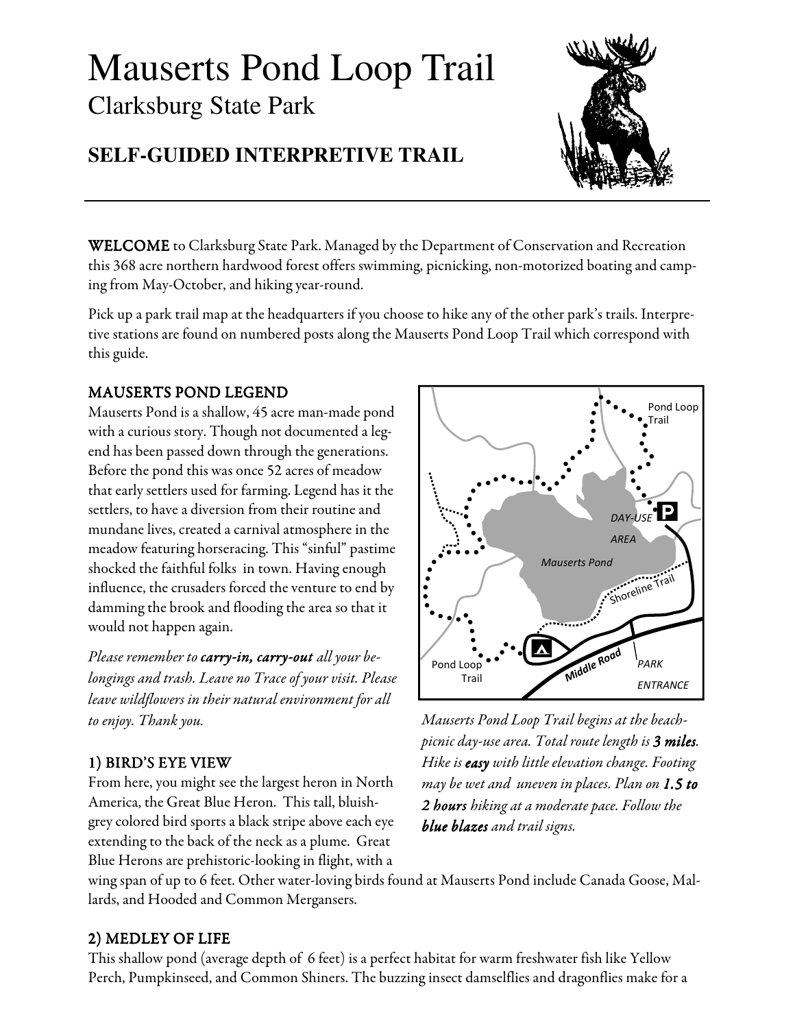# Mauserts Pond Loop Trail

## Clarksburg State Park

### SELF-GUIDED INTERPRETIVE TRAIL

**WELCOME** to Clarksburg State Park. Managed by the Department of Conservation and Recreation this 368 acre northern hardwood forest offers swimming, picnicking, non-motorized boating and camping from May-October, and hiking year-round.

Pick up a park trail map at the headquarters if you choose to hike any of the other park's trails. Interpretive stations are found on numbered posts along the Mauserts Pond Loop Trail which correspond with this guide.

### MAUSERTS POND LEGEND

Mauserts Pond is a shallow, 45 acre man-made pond with a curious story. Though not documented a legend has been passed down through the generations. Before the pond this was once 52 acres of meadow that early settlers used for farming. Legend has it the settlers, to have a diversion from their routine and mundane lives, created a carnival atmosphere in the meadow featuring horseracing. This "sinful" pastime shocked the faithful folks in town. Having enough influence, the crusaders forced the venture to end by damming the brook and flooding the area so that it would not happen again.

*Please remember to **carry-in, carry-out** all your belongings and trash. Leave no Trace of your visit. Please leave wildflowers in their natural environment for all to enjoy. Thank you.*

*Mauserts Pond Loop Trail begins at the beach-picnic day-use area. Total route length is **3 miles**. Hike is **easy** with little elevation change. Footing may be wet and uneven in places. Plan on **1.5 to 2 hours** hiking at a moderate pace. Follow the **blue blazes** and trail signs.*

### 1) BIRD'S EYE VIEW

From here, you might see the largest heron in North America, the Great Blue Heron. This tall, bluish-grey colored bird sports a black stripe above each eye extending to the back of the neck as a plume. Great Blue Herons are prehistoric-looking in flight, with a wing span of up to 6 feet. Other water-loving birds found at Mauserts Pond include Canada Goose, Mallards, and Hooded and Common Mergansers.

### 2) MEDLEY OF LIFE

This shallow pond (average depth of 6 feet) is a perfect habitat for warm freshwater fish like Yellow Perch, Pumpkinseed, and Common Shiners. The buzzing insect damselflies and dragonflies make for a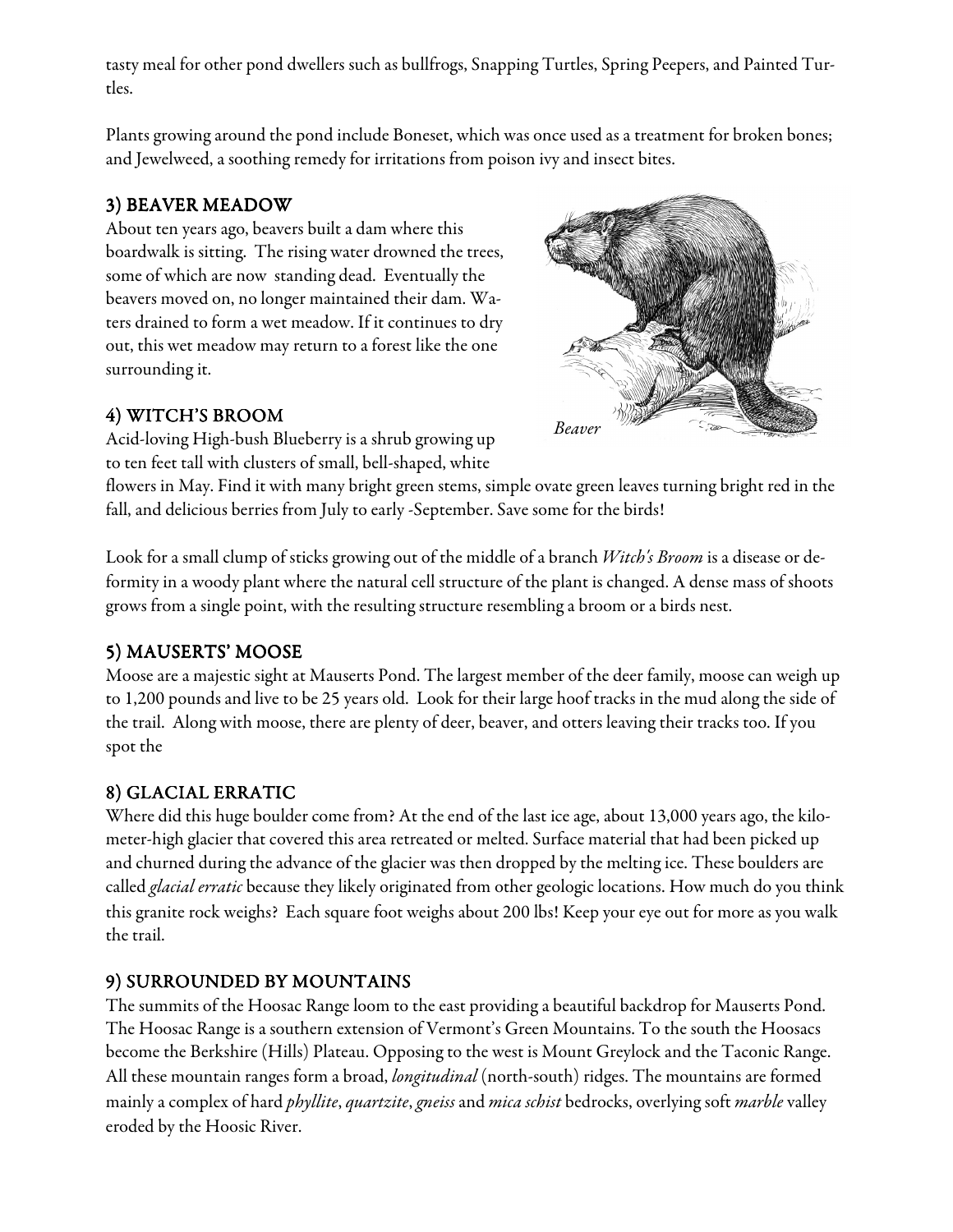tasty meal for other pond dwellers such as bullfrogs, Snapping Turtles, Spring Peepers, and Painted Turtles.

Plants growing around the pond include Boneset, which was once used as a treatment for broken bones; and Jewelweed, a soothing remedy for irritations from poison ivy and insect bites.

### 3) BEAVER MEADOW

About ten years ago, beavers built a dam where this boardwalk is sitting. The rising water drowned the trees, some of which are now standing dead. Eventually the beavers moved on, no longer maintained their dam. Waters drained to form a wet meadow. If it continues to dry out, this wet meadow may return to a forest like the one surrounding it.

*Beaver*

### 4) WITCH'S BROOM

Acid-loving High-bush Blueberry is a shrub growing up to ten feet tall with clusters of small, bell-shaped, white flowers in May. Find it with many bright green stems, simple ovate green leaves turning bright red in the fall, and delicious berries from July to early -September. Save some for the birds!

Look for a small clump of sticks growing out of the middle of a branch *Witch's Broom* is a disease or deformity in a woody plant where the natural cell structure of the plant is changed. A dense mass of shoots grows from a single point, with the resulting structure resembling a broom or a birds nest.

### 5) MAUSERTS' MOOSE

Moose are a majestic sight at Mauserts Pond. The largest member of the deer family, moose can weigh up to 1,200 pounds and live to be 25 years old. Look for their large hoof tracks in the mud along the side of the trail. Along with moose, there are plenty of deer, beaver, and otters leaving their tracks too. If you spot the

### 8) GLACIAL ERRATIC

Where did this huge boulder come from? At the end of the last ice age, about 13,000 years ago, the kilometer-high glacier that covered this area retreated or melted. Surface material that had been picked up and churned during the advance of the glacier was then dropped by the melting ice. These boulders are called *glacial erratic* because they likely originated from other geologic locations. How much do you think this granite rock weighs? Each square foot weighs about 200 lbs! Keep your eye out for more as you walk the trail.

### 9) SURROUNDED BY MOUNTAINS

The summits of the Hoosac Range loom to the east providing a beautiful backdrop for Mauserts Pond. The Hoosac Range is a southern extension of Vermont's Green Mountains. To the south the Hoosacs become the Berkshire (Hills) Plateau. Opposing to the west is Mount Greylock and the Taconic Range. All these mountain ranges form a broad, *longitudinal* (north-south) ridges. The mountains are formed mainly a complex of hard *phyllite*, *quartzite*, *gneiss* and *mica schist* bedrocks, overlying soft *marble* valley eroded by the Hoosic River.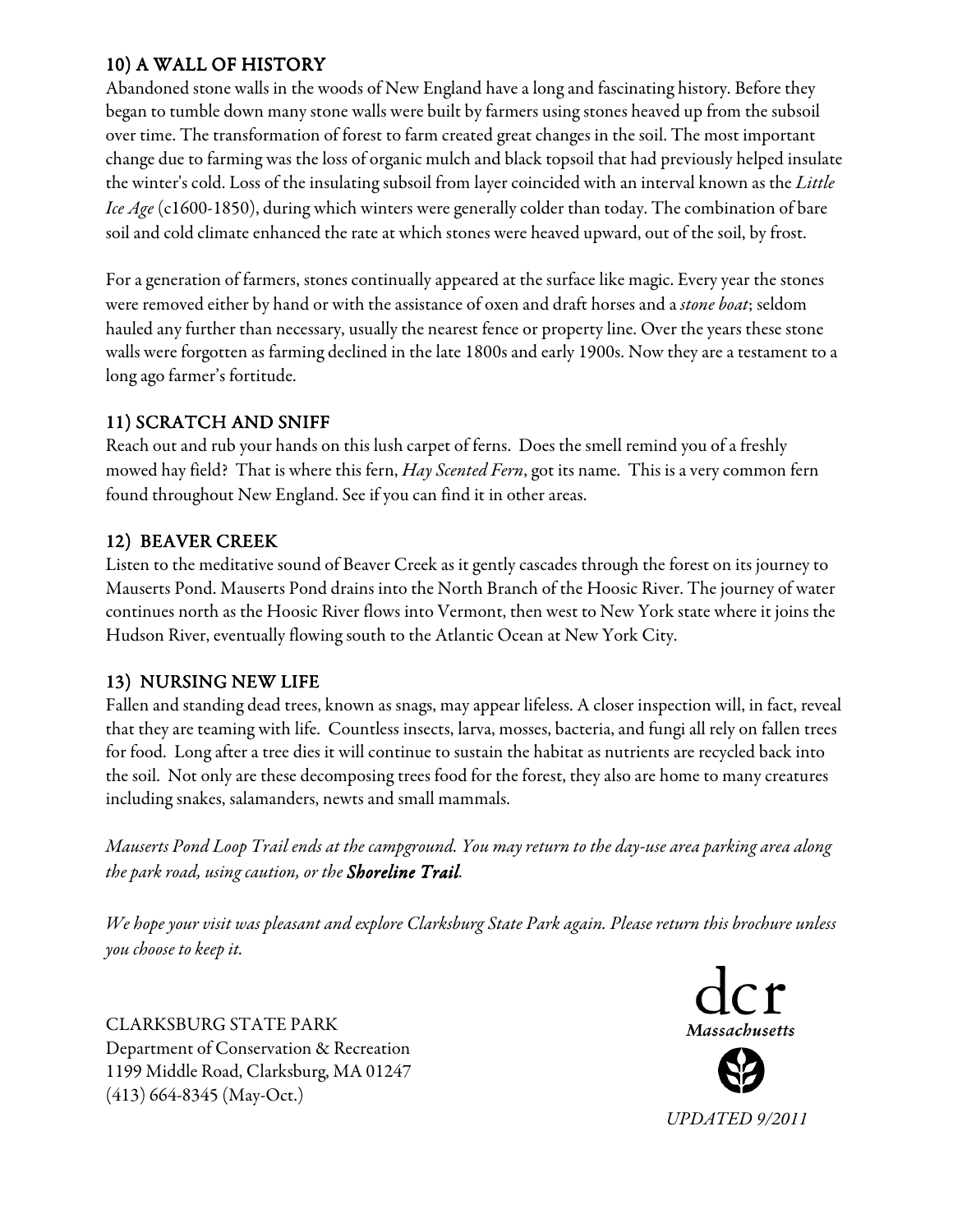## 10) A WALL OF HISTORY

Abandoned stone walls in the woods of New England have a long and fascinating history. Before they began to tumble down many stone walls were built by farmers using stones heaved up from the subsoil over time. The transformation of forest to farm created great changes in the soil. The most important change due to farming was the loss of organic mulch and black topsoil that had previously helped insulate the winter's cold. Loss of the insulating subsoil from layer coincided with an interval known as the *Little Ice Age* (c1600-1850), during which winters were generally colder than today. The combination of bare soil and cold climate enhanced the rate at which stones were heaved upward, out of the soil, by frost.

For a generation of farmers, stones continually appeared at the surface like magic. Every year the stones were removed either by hand or with the assistance of oxen and draft horses and a *stone boat*; seldom hauled any further than necessary, usually the nearest fence or property line. Over the years these stone walls were forgotten as farming declined in the late 1800s and early 1900s. Now they are a testament to a long ago farmer's fortitude.

## 11) SCRATCH AND SNIFF

Reach out and rub your hands on this lush carpet of ferns. Does the smell remind you of a freshly mowed hay field? That is where this fern, *Hay Scented Fern*, got its name. This is a very common fern found throughout New England. See if you can find it in other areas.

## 12) BEAVER CREEK

Listen to the meditative sound of Beaver Creek as it gently cascades through the forest on its journey to Mauserts Pond. Mauserts Pond drains into the North Branch of the Hoosic River. The journey of water continues north as the Hoosic River flows into Vermont, then west to New York state where it joins the Hudson River, eventually flowing south to the Atlantic Ocean at New York City.

## 13) NURSING NEW LIFE

Fallen and standing dead trees, known as snags, may appear lifeless. A closer inspection will, in fact, reveal that they are teaming with life. Countless insects, larva, mosses, bacteria, and fungi all rely on fallen trees for food. Long after a tree dies it will continue to sustain the habitat as nutrients are recycled back into the soil. Not only are these decomposing trees food for the forest, they also are home to many creatures including snakes, salamanders, newts and small mammals.

*Mauserts Pond Loop Trail ends at the campground. You may return to the day-use area parking area along the park road, using caution, or the **Shoreline Trail**.*

*We hope your visit was pleasant and explore Clarksburg State Park again. Please return this brochure unless you choose to keep it.*

CLARKSBURG STATE PARK
Department of Conservation & Recreation
1199 Middle Road, Clarksburg, MA 01247
(413) 664-8345 (May-Oct.)

dcr
*Massachusetts*

*UPDATED 9/2011*